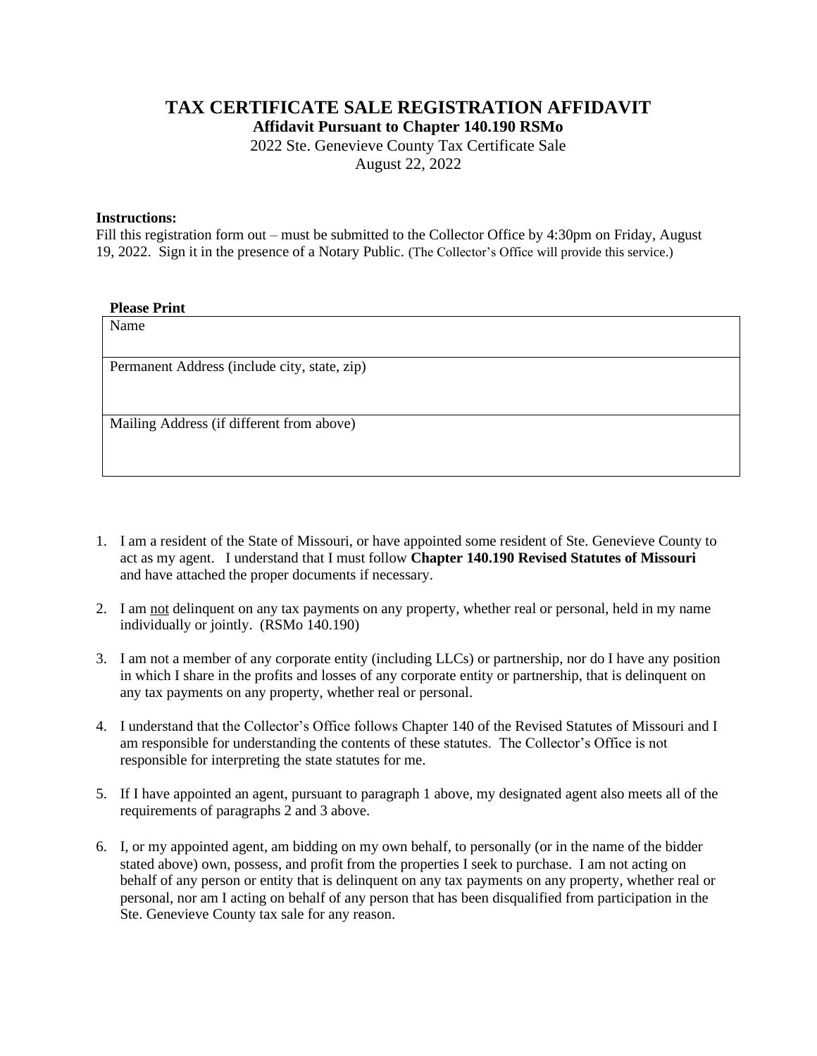# TAX CERTIFICATE SALE REGISTRATION AFFIDAVIT

**Affidavit Pursuant to Chapter 140.190 RSMo**

2022 Ste. Genevieve County Tax Certificate Sale

August 22, 2022

**Instructions:**

Fill this registration form out – must be submitted to the Collector Office by 4:30pm on Friday, August 19, 2022. Sign it in the presence of a Notary Public. (The Collector's Office will provide this service.)

**Please Print**

| Name |
|---|
| Permanent Address (include city, state, zip) |
| Mailing Address (if different from above) |

1. I am a resident of the State of Missouri, or have appointed some resident of Ste. Genevieve County to act as my agent. I understand that I must follow **Chapter 140.190 Revised Statutes of Missouri** and have attached the proper documents if necessary.

2. I am <u>not</u> delinquent on any tax payments on any property, whether real or personal, held in my name individually or jointly. (RSMo 140.190)

3. I am not a member of any corporate entity (including LLCs) or partnership, nor do I have any position in which I share in the profits and losses of any corporate entity or partnership, that is delinquent on any tax payments on any property, whether real or personal.

4. I understand that the Collector's Office follows Chapter 140 of the Revised Statutes of Missouri and I am responsible for understanding the contents of these statutes. The Collector's Office is not responsible for interpreting the state statutes for me.

5. If I have appointed an agent, pursuant to paragraph 1 above, my designated agent also meets all of the requirements of paragraphs 2 and 3 above.

6. I, or my appointed agent, am bidding on my own behalf, to personally (or in the name of the bidder stated above) own, possess, and profit from the properties I seek to purchase. I am not acting on behalf of any person or entity that is delinquent on any tax payments on any property, whether real or personal, nor am I acting on behalf of any person that has been disqualified from participation in the Ste. Genevieve County tax sale for any reason.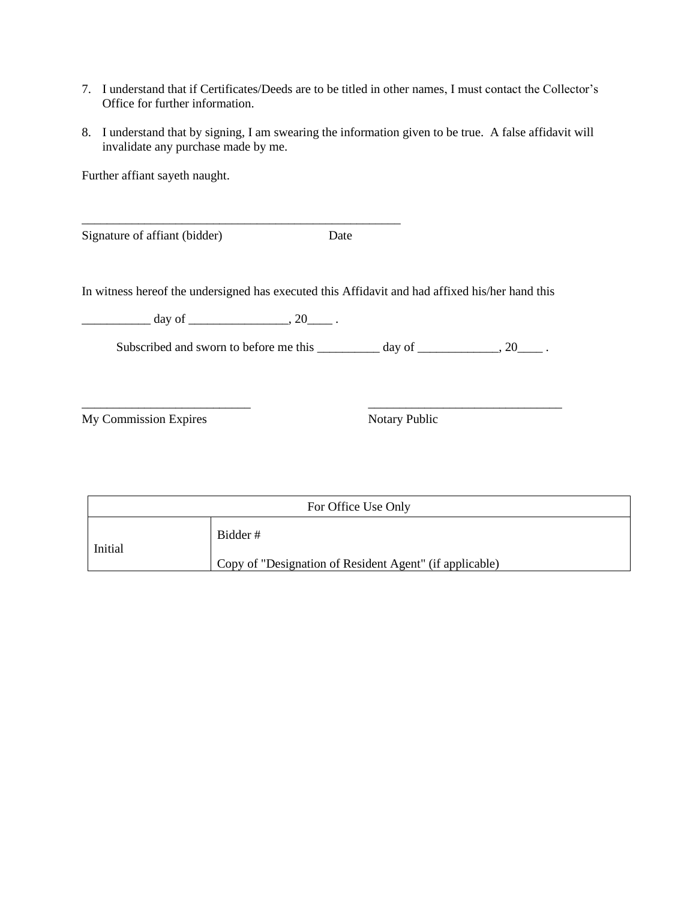7. I understand that if Certificates/Deeds are to be titled in other names, I must contact the Collector's Office for further information.

8. I understand that by signing, I am swearing the information given to be true. A false affidavit will invalidate any purchase made by me.

Further affiant sayeth naught.

_____________________________________________________

Signature of affiant (bidder)                          Date

In witness hereof the undersigned has executed this Affidavit and had affixed his/her hand this

___________ day of ________________, 20____ .

Subscribed and sworn to before me this __________ day of _____________, 20____ .

___________________________                    _______________________________

My Commission Expires                                   Notary Public

| For Office Use Only | |
|---|---|
| Initial | Bidder #<br><br>Copy of "Designation of Resident Agent" (if applicable) |